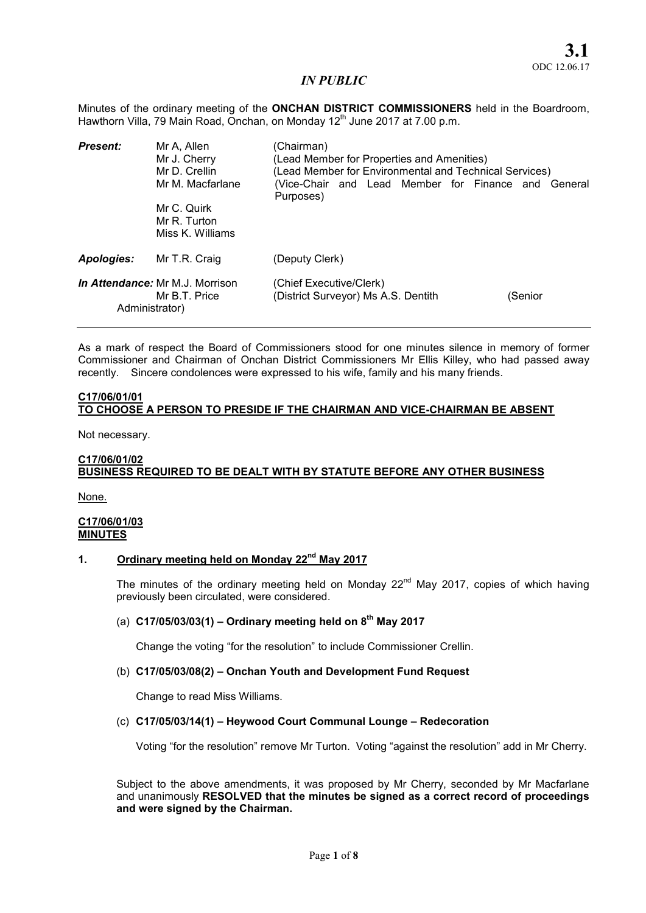**3.1**
ODC 12.06.17

*IN PUBLIC*

Minutes of the ordinary meeting of the **ONCHAN DISTRICT COMMISSIONERS** held in the Boardroom, Hawthorn Villa, 79 Main Road, Onchan, on Monday 12th June 2017 at 7.00 p.m.

| | | |
|---|---|---|
| ***Present:*** | Mr A, Allen | (Chairman) |
| | Mr J. Cherry | (Lead Member for Properties and Amenities) |
| | Mr D. Crellin | (Lead Member for Environmental and Technical Services) |
| | Mr M. Macfarlane | (Vice-Chair and Lead Member for Finance and General Purposes) |
| | Mr C. Quirk | |
| | Mr R. Turton | |
| | Miss K. Williams | |
| ***Apologies:*** | Mr T.R. Craig | (Deputy Clerk) |
| ***In Attendance:*** | Mr M.J. Morrison | (Chief Executive/Clerk) |
| | Mr B.T. Price | (District Surveyor) |
| | Ms A.S. Dentith | (Senior Administrator) |

As a mark of respect the Board of Commissioners stood for one minutes silence in memory of former Commissioner and Chairman of Onchan District Commissioners Mr Ellis Killey, who had passed away recently. Sincere condolences were expressed to his wife, family and his many friends.

**C17/06/01/01**
**TO CHOOSE A PERSON TO PRESIDE IF THE CHAIRMAN AND VICE-CHAIRMAN BE ABSENT**

Not necessary.

**C17/06/01/02**
**BUSINESS REQUIRED TO BE DEALT WITH BY STATUTE BEFORE ANY OTHER BUSINESS**

None.

**C17/06/01/03**
**MINUTES**

**1. Ordinary meeting held on Monday 22nd May 2017**

The minutes of the ordinary meeting held on Monday 22nd May 2017, copies of which having previously been circulated, were considered.

(a) **C17/05/03/03(1) – Ordinary meeting held on 8th May 2017**

Change the voting "for the resolution" to include Commissioner Crellin.

(b) **C17/05/03/08(2) – Onchan Youth and Development Fund Request**

Change to read Miss Williams.

(c) **C17/05/03/14(1) – Heywood Court Communal Lounge – Redecoration**

Voting "for the resolution" remove Mr Turton. Voting "against the resolution" add in Mr Cherry.

Subject to the above amendments, it was proposed by Mr Cherry, seconded by Mr Macfarlane and unanimously **RESOLVED that the minutes be signed as a correct record of proceedings and were signed by the Chairman.**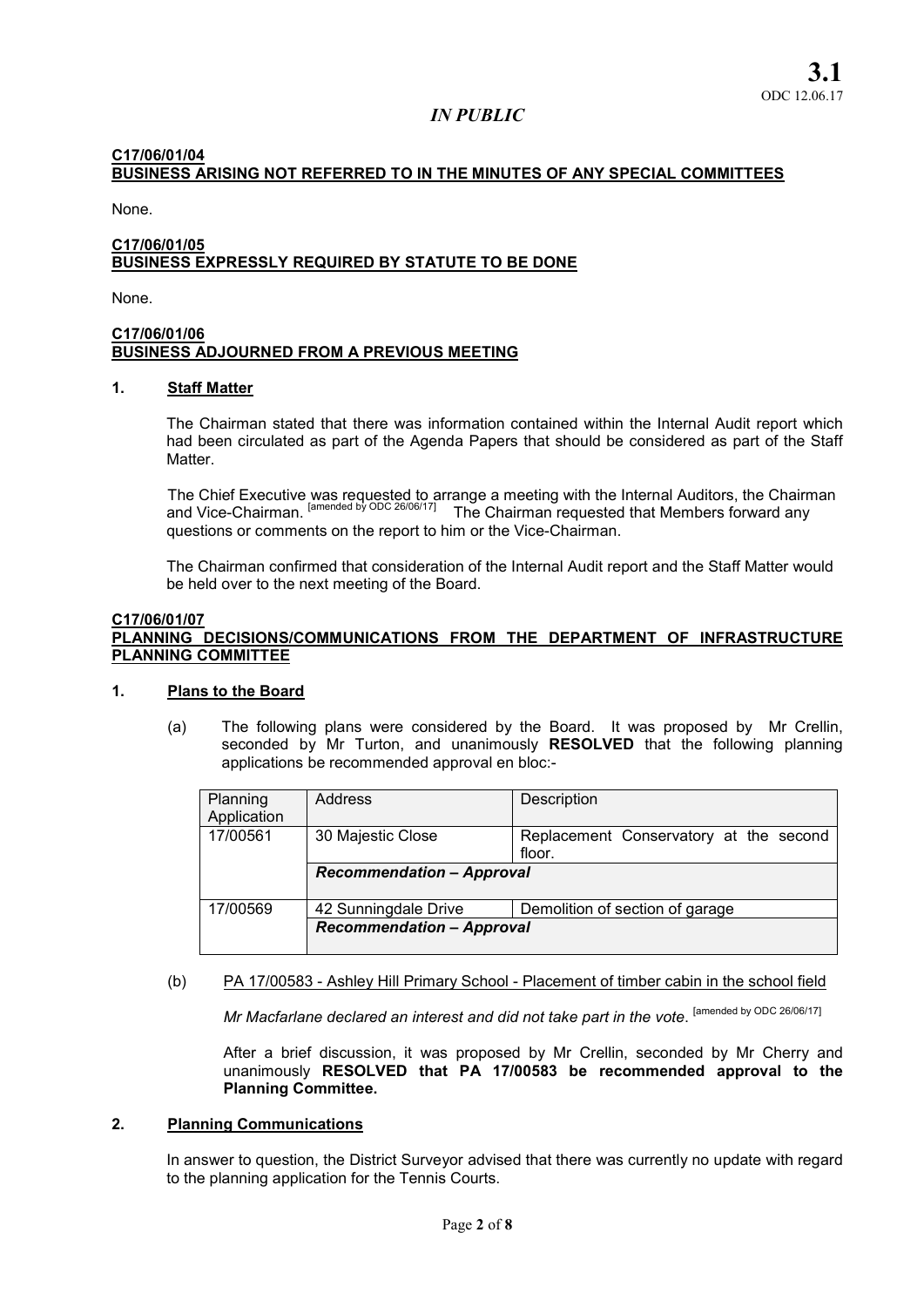*IN PUBLIC*

**C17/06/01/04**
**BUSINESS ARISING NOT REFERRED TO IN THE MINUTES OF ANY SPECIAL COMMITTEES**

None.

**C17/06/01/05**
**BUSINESS EXPRESSLY REQUIRED BY STATUTE TO BE DONE**

None.

**C17/06/01/06**
**BUSINESS ADJOURNED FROM A PREVIOUS MEETING**

**1. Staff Matter**

The Chairman stated that there was information contained within the Internal Audit report which had been circulated as part of the Agenda Papers that should be considered as part of the Staff Matter.

The Chief Executive was requested to arrange a meeting with the Internal Auditors, the Chairman and Vice-Chairman. [amended by ODC 26/06/17] The Chairman requested that Members forward any questions or comments on the report to him or the Vice-Chairman.

The Chairman confirmed that consideration of the Internal Audit report and the Staff Matter would be held over to the next meeting of the Board.

**C17/06/01/07**
**PLANNING DECISIONS/COMMUNICATIONS FROM THE DEPARTMENT OF INFRASTRUCTURE PLANNING COMMITTEE**

**1. Plans to the Board**

(a) The following plans were considered by the Board. It was proposed by Mr Crellin, seconded by Mr Turton, and unanimously **RESOLVED** that the following planning applications be recommended approval en bloc:-

| Planning Application | Address | Description |
|---|---|---|
| 17/00561 | 30 Majestic Close | Replacement Conservatory at the second floor. |
| | ***Recommendation – Approval*** | |
| 17/00569 | 42 Sunningdale Drive | Demolition of section of garage |
| | ***Recommendation – Approval*** | |

(b) PA 17/00583 - Ashley Hill Primary School - Placement of timber cabin in the school field

*Mr Macfarlane declared an interest and did not take part in the vote*. [amended by ODC 26/06/17]

After a brief discussion, it was proposed by Mr Crellin, seconded by Mr Cherry and unanimously **RESOLVED that PA 17/00583 be recommended approval to the Planning Committee.**

**2. Planning Communications**

In answer to question, the District Surveyor advised that there was currently no update with regard to the planning application for the Tennis Courts.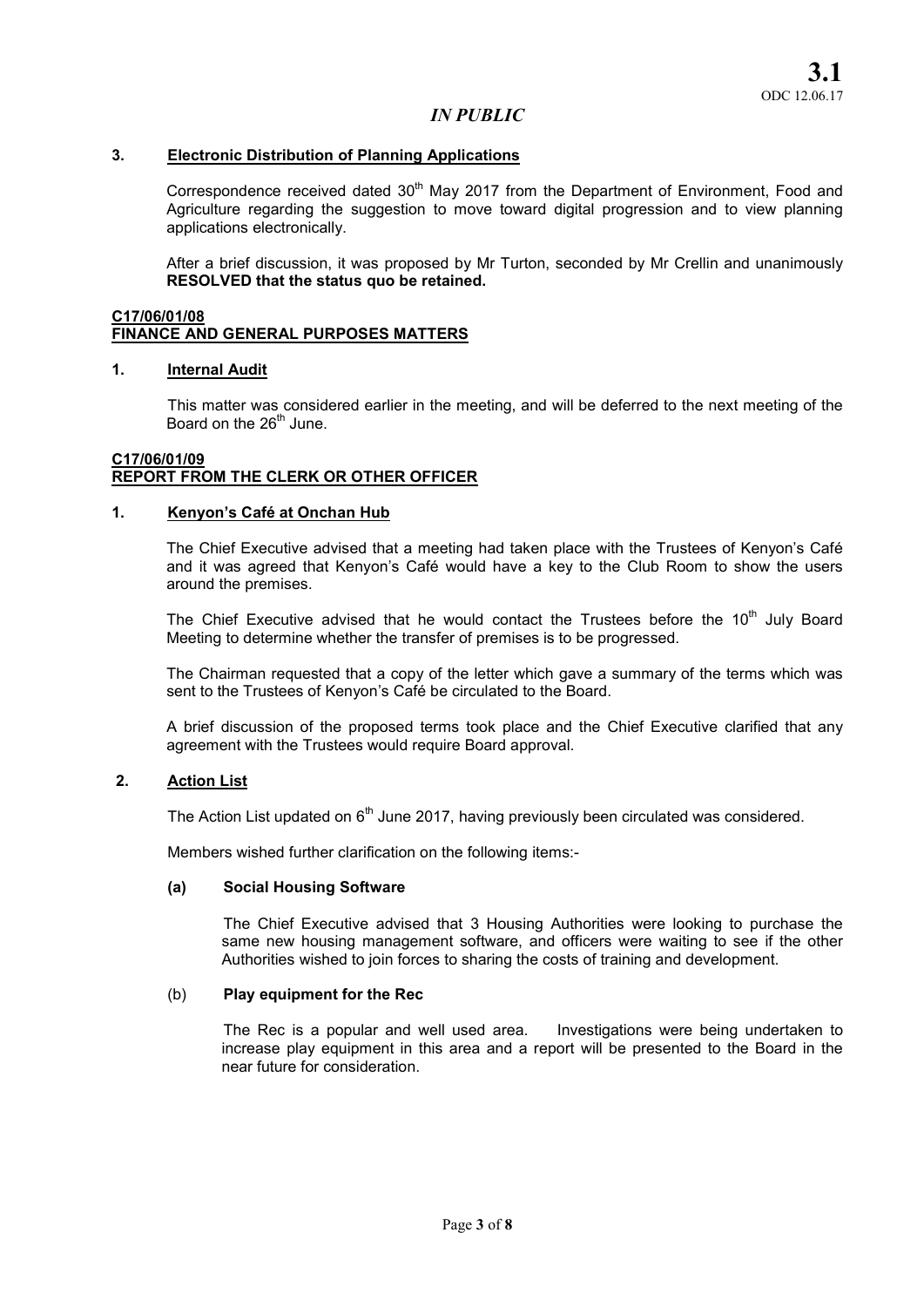## 3. Electronic Distribution of Planning Applications

Correspondence received dated 30th May 2017 from the Department of Environment, Food and Agriculture regarding the suggestion to move toward digital progression and to view planning applications electronically.

After a brief discussion, it was proposed by Mr Turton, seconded by Mr Crellin and unanimously **RESOLVED that the status quo be retained.**

## C17/06/01/08
## FINANCE AND GENERAL PURPOSES MATTERS

### 1. Internal Audit

This matter was considered earlier in the meeting, and will be deferred to the next meeting of the Board on the 26th June.

## C17/06/01/09
## REPORT FROM THE CLERK OR OTHER OFFICER

### 1. Kenyon's Café at Onchan Hub

The Chief Executive advised that a meeting had taken place with the Trustees of Kenyon's Café and it was agreed that Kenyon's Café would have a key to the Club Room to show the users around the premises.

The Chief Executive advised that he would contact the Trustees before the 10th July Board Meeting to determine whether the transfer of premises is to be progressed.

The Chairman requested that a copy of the letter which gave a summary of the terms which was sent to the Trustees of Kenyon's Café be circulated to the Board.

A brief discussion of the proposed terms took place and the Chief Executive clarified that any agreement with the Trustees would require Board approval.

### 2. Action List

The Action List updated on 6th June 2017, having previously been circulated was considered.

Members wished further clarification on the following items:-

**(a) Social Housing Software**

The Chief Executive advised that 3 Housing Authorities were looking to purchase the same new housing management software, and officers were waiting to see if the other Authorities wished to join forces to sharing the costs of training and development.

(b) **Play equipment for the Rec**

The Rec is a popular and well used area. Investigations were being undertaken to increase play equipment in this area and a report will be presented to the Board in the near future for consideration.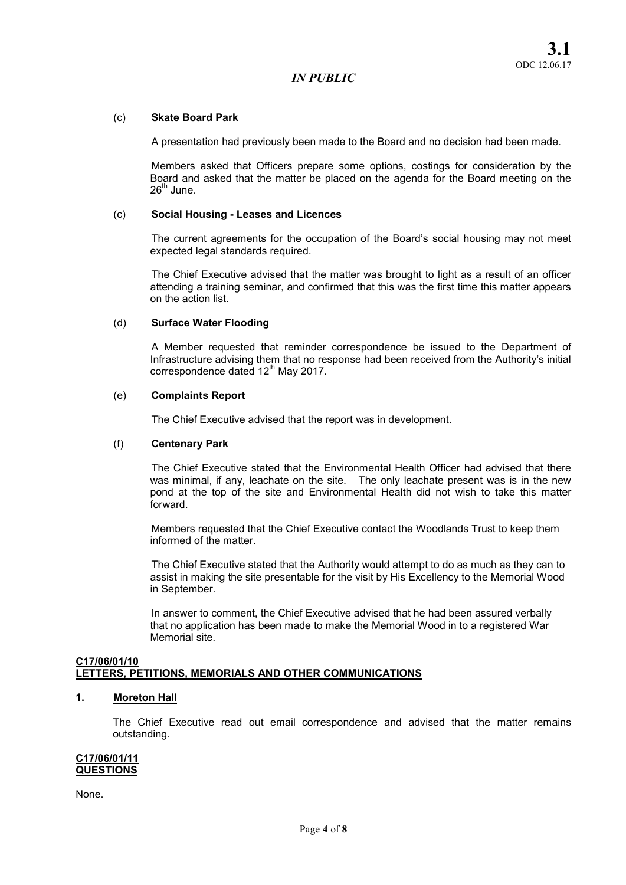**3.1**
ODC 12.06.17

*IN PUBLIC*

(c) **Skate Board Park**

A presentation had previously been made to the Board and no decision had been made.

Members asked that Officers prepare some options, costings for consideration by the Board and asked that the matter be placed on the agenda for the Board meeting on the 26th June.

(c) **Social Housing - Leases and Licences**

The current agreements for the occupation of the Board's social housing may not meet expected legal standards required.

The Chief Executive advised that the matter was brought to light as a result of an officer attending a training seminar, and confirmed that this was the first time this matter appears on the action list.

(d) **Surface Water Flooding**

A Member requested that reminder correspondence be issued to the Department of Infrastructure advising them that no response had been received from the Authority's initial correspondence dated 12th May 2017.

(e) **Complaints Report**

The Chief Executive advised that the report was in development.

(f) **Centenary Park**

The Chief Executive stated that the Environmental Health Officer had advised that there was minimal, if any, leachate on the site. The only leachate present was is in the new pond at the top of the site and Environmental Health did not wish to take this matter forward.

Members requested that the Chief Executive contact the Woodlands Trust to keep them informed of the matter.

The Chief Executive stated that the Authority would attempt to do as much as they can to assist in making the site presentable for the visit by His Excellency to the Memorial Wood in September.

In answer to comment, the Chief Executive advised that he had been assured verbally that no application has been made to make the Memorial Wood in to a registered War Memorial site.

**C17/06/01/10**
**LETTERS, PETITIONS, MEMORIALS AND OTHER COMMUNICATIONS**

**1. Moreton Hall**

The Chief Executive read out email correspondence and advised that the matter remains outstanding.

**C17/06/01/11**
**QUESTIONS**

None.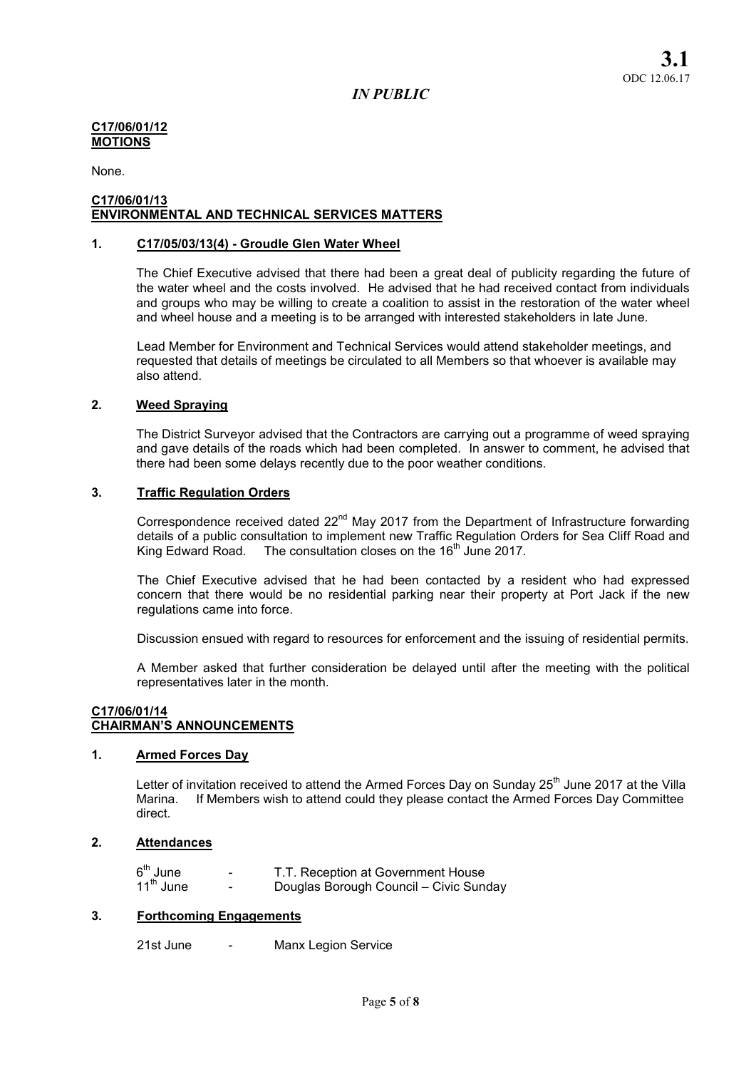**3.1**
ODC 12.06.17

*IN PUBLIC*

**C17/06/01/12**
**MOTIONS**

None.

**C17/06/01/13**
**ENVIRONMENTAL AND TECHNICAL SERVICES MATTERS**

**1. C17/05/03/13(4) - Groudle Glen Water Wheel**

The Chief Executive advised that there had been a great deal of publicity regarding the future of the water wheel and the costs involved. He advised that he had received contact from individuals and groups who may be willing to create a coalition to assist in the restoration of the water wheel and wheel house and a meeting is to be arranged with interested stakeholders in late June.

Lead Member for Environment and Technical Services would attend stakeholder meetings, and requested that details of meetings be circulated to all Members so that whoever is available may also attend.

**2. Weed Spraying**

The District Surveyor advised that the Contractors are carrying out a programme of weed spraying and gave details of the roads which had been completed. In answer to comment, he advised that there had been some delays recently due to the poor weather conditions.

**3. Traffic Regulation Orders**

Correspondence received dated 22nd May 2017 from the Department of Infrastructure forwarding details of a public consultation to implement new Traffic Regulation Orders for Sea Cliff Road and King Edward Road. The consultation closes on the 16th June 2017.

The Chief Executive advised that he had been contacted by a resident who had expressed concern that there would be no residential parking near their property at Port Jack if the new regulations came into force.

Discussion ensued with regard to resources for enforcement and the issuing of residential permits.

A Member asked that further consideration be delayed until after the meeting with the political representatives later in the month.

**C17/06/01/14**
**CHAIRMAN'S ANNOUNCEMENTS**

**1. Armed Forces Day**

Letter of invitation received to attend the Armed Forces Day on Sunday 25th June 2017 at the Villa Marina. If Members wish to attend could they please contact the Armed Forces Day Committee direct.

**2. Attendances**

| | | |
|---|---|---|
| 6th June | - | T.T. Reception at Government House |
| 11th June | - | Douglas Borough Council – Civic Sunday |

**3. Forthcoming Engagements**

| | | |
|---|---|---|
| 21st June | - | Manx Legion Service |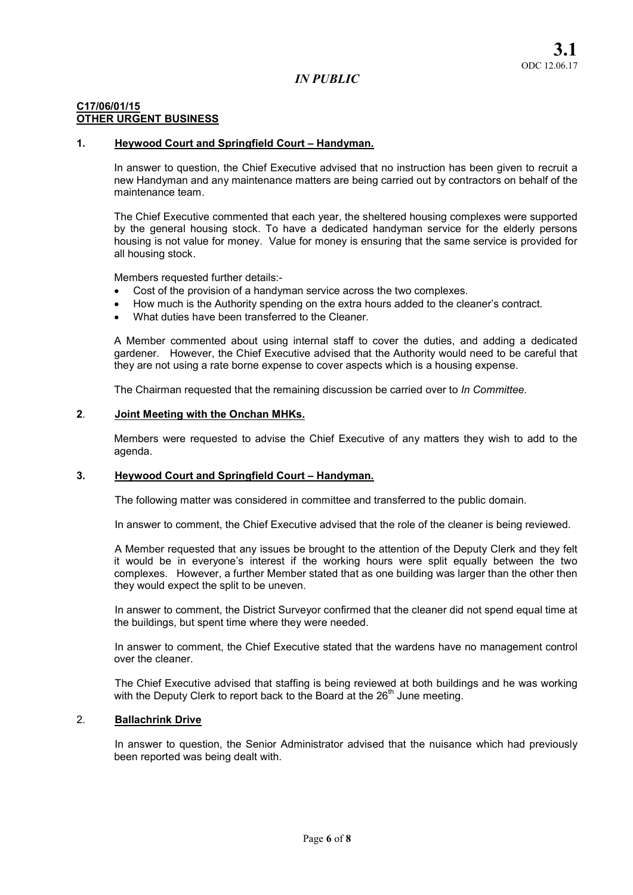**3.1**
ODC 12.06.17

*IN PUBLIC*

**C17/06/01/15**
**OTHER URGENT BUSINESS**

**1. Heywood Court and Springfield Court – Handyman.**

In answer to question, the Chief Executive advised that no instruction has been given to recruit a new Handyman and any maintenance matters are being carried out by contractors on behalf of the maintenance team.

The Chief Executive commented that each year, the sheltered housing complexes were supported by the general housing stock. To have a dedicated handyman service for the elderly persons housing is not value for money. Value for money is ensuring that the same service is provided for all housing stock.

Members requested further details:-

- Cost of the provision of a handyman service across the two complexes.
- How much is the Authority spending on the extra hours added to the cleaner's contract.
- What duties have been transferred to the Cleaner.

A Member commented about using internal staff to cover the duties, and adding a dedicated gardener. However, the Chief Executive advised that the Authority would need to be careful that they are not using a rate borne expense to cover aspects which is a housing expense.

The Chairman requested that the remaining discussion be carried over to *In Committee.*

**2. Joint Meeting with the Onchan MHKs.**

Members were requested to advise the Chief Executive of any matters they wish to add to the agenda.

**3. Heywood Court and Springfield Court – Handyman.**

The following matter was considered in committee and transferred to the public domain.

In answer to comment, the Chief Executive advised that the role of the cleaner is being reviewed.

A Member requested that any issues be brought to the attention of the Deputy Clerk and they felt it would be in everyone's interest if the working hours were split equally between the two complexes. However, a further Member stated that as one building was larger than the other then they would expect the split to be uneven.

In answer to comment, the District Surveyor confirmed that the cleaner did not spend equal time at the buildings, but spent time where they were needed.

In answer to comment, the Chief Executive stated that the wardens have no management control over the cleaner.

The Chief Executive advised that staffing is being reviewed at both buildings and he was working with the Deputy Clerk to report back to the Board at the 26th June meeting.

**2. Ballachrink Drive**

In answer to question, the Senior Administrator advised that the nuisance which had previously been reported was being dealt with.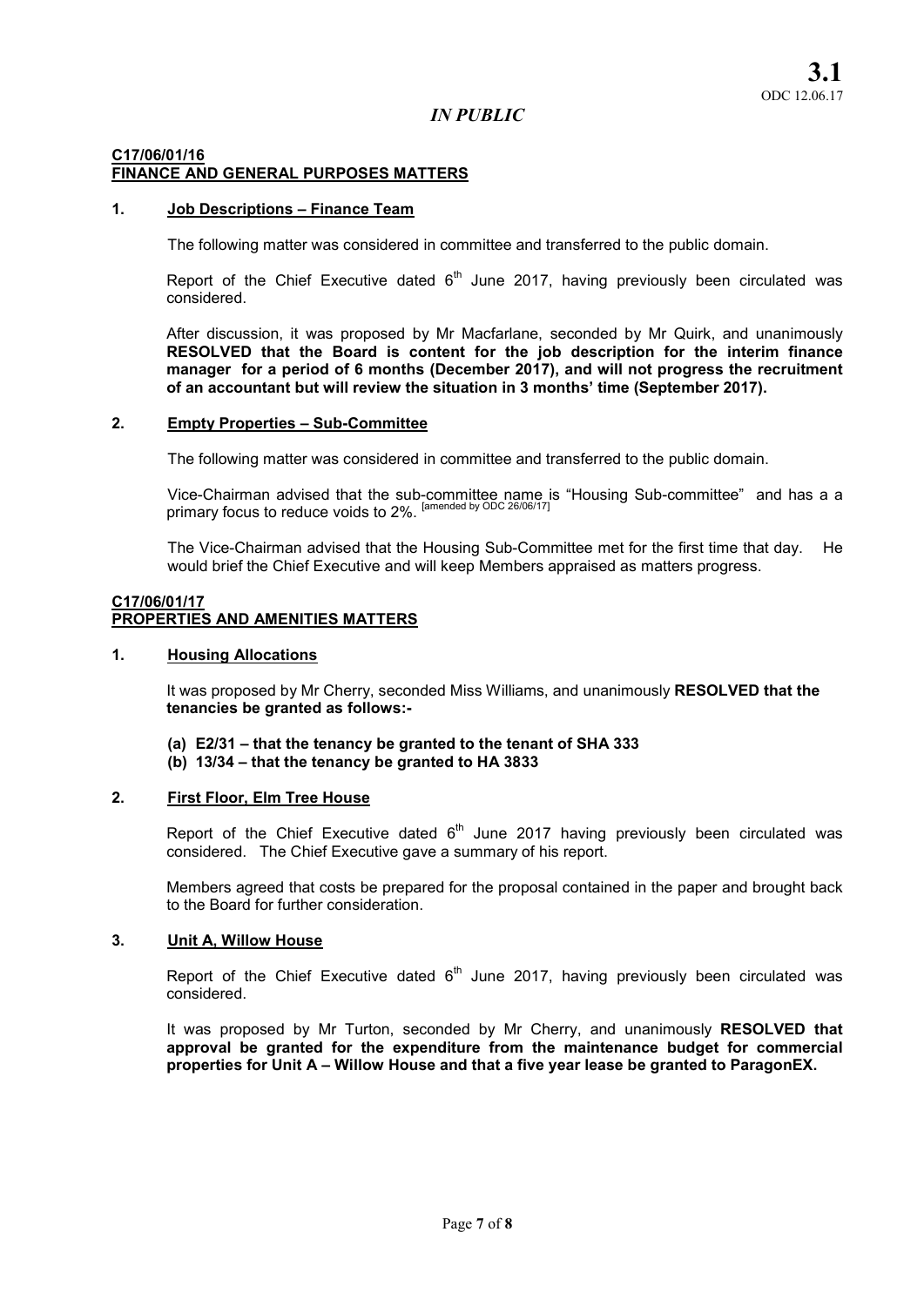**3.1**
ODC 12.06.17

*IN PUBLIC*

**C17/06/01/16**
**FINANCE AND GENERAL PURPOSES MATTERS**

**1. Job Descriptions – Finance Team**

The following matter was considered in committee and transferred to the public domain.

Report of the Chief Executive dated 6th June 2017, having previously been circulated was considered.

After discussion, it was proposed by Mr Macfarlane, seconded by Mr Quirk, and unanimously **RESOLVED that the Board is content for the job description for the interim finance manager for a period of 6 months (December 2017), and will not progress the recruitment of an accountant but will review the situation in 3 months' time (September 2017).**

**2. Empty Properties – Sub-Committee**

The following matter was considered in committee and transferred to the public domain.

Vice-Chairman advised that the sub-committee name is "Housing Sub-committee" and has a a primary focus to reduce voids to 2%. [amended by ODC 26/06/17]

The Vice-Chairman advised that the Housing Sub-Committee met for the first time that day. He would brief the Chief Executive and will keep Members appraised as matters progress.

**C17/06/01/17**
**PROPERTIES AND AMENITIES MATTERS**

**1. Housing Allocations**

It was proposed by Mr Cherry, seconded Miss Williams, and unanimously **RESOLVED that the tenancies be granted as follows:-**

**(a) E2/31 – that the tenancy be granted to the tenant of SHA 333**
**(b) 13/34 – that the tenancy be granted to HA 3833**

**2. First Floor, Elm Tree House**

Report of the Chief Executive dated 6th June 2017 having previously been circulated was considered. The Chief Executive gave a summary of his report.

Members agreed that costs be prepared for the proposal contained in the paper and brought back to the Board for further consideration.

**3. Unit A, Willow House**

Report of the Chief Executive dated 6th June 2017, having previously been circulated was considered.

It was proposed by Mr Turton, seconded by Mr Cherry, and unanimously **RESOLVED that approval be granted for the expenditure from the maintenance budget for commercial properties for Unit A – Willow House and that a five year lease be granted to ParagonEX.**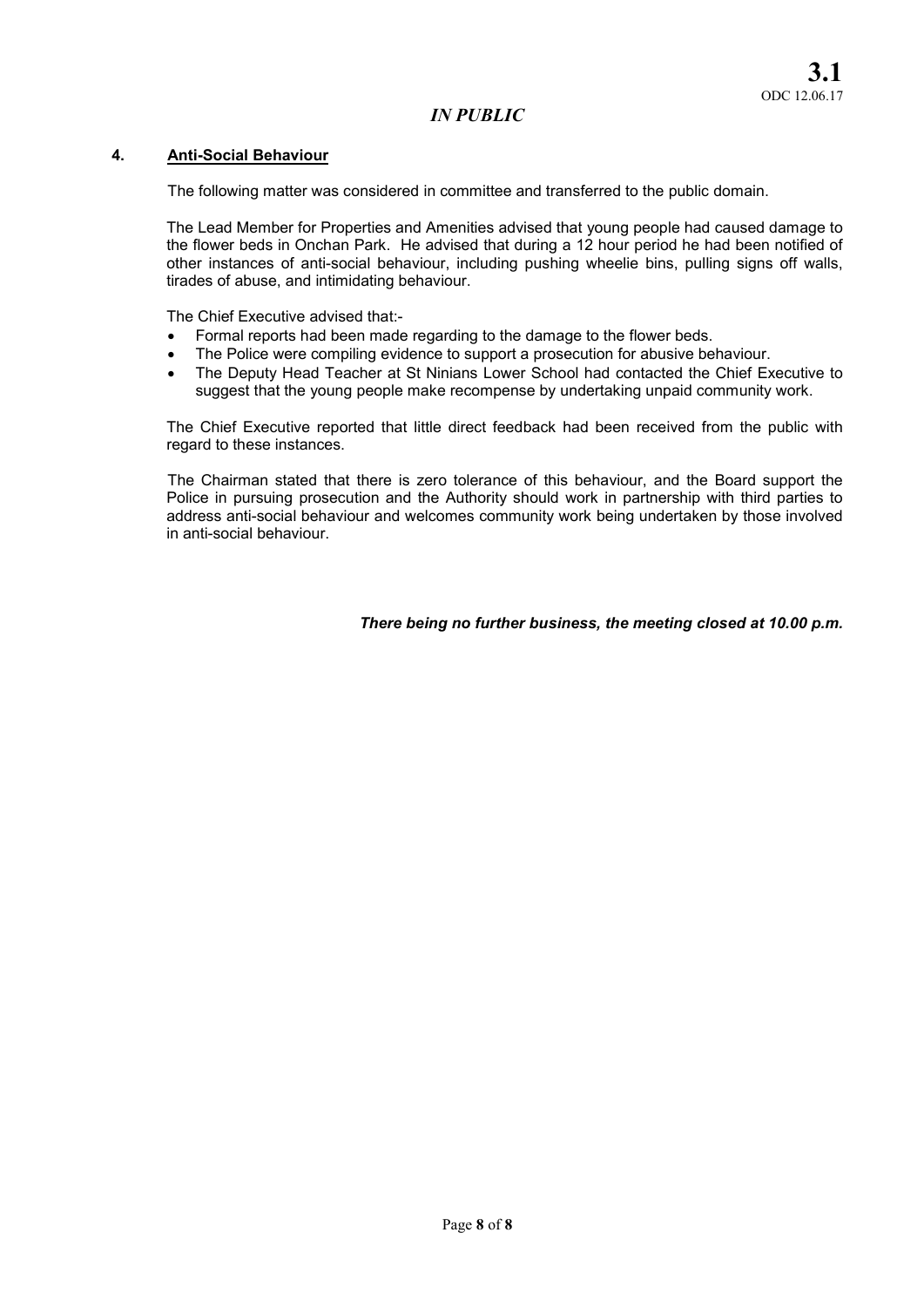*IN PUBLIC*

## 4. Anti-Social Behaviour

The following matter was considered in committee and transferred to the public domain.

The Lead Member for Properties and Amenities advised that young people had caused damage to the flower beds in Onchan Park. He advised that during a 12 hour period he had been notified of other instances of anti-social behaviour, including pushing wheelie bins, pulling signs off walls, tirades of abuse, and intimidating behaviour.

The Chief Executive advised that:-

- Formal reports had been made regarding to the damage to the flower beds.
- The Police were compiling evidence to support a prosecution for abusive behaviour.
- The Deputy Head Teacher at St Ninians Lower School had contacted the Chief Executive to suggest that the young people make recompense by undertaking unpaid community work.

The Chief Executive reported that little direct feedback had been received from the public with regard to these instances.

The Chairman stated that there is zero tolerance of this behaviour, and the Board support the Police in pursuing prosecution and the Authority should work in partnership with third parties to address anti-social behaviour and welcomes community work being undertaken by those involved in anti-social behaviour.

***There being no further business, the meeting closed at 10.00 p.m.***